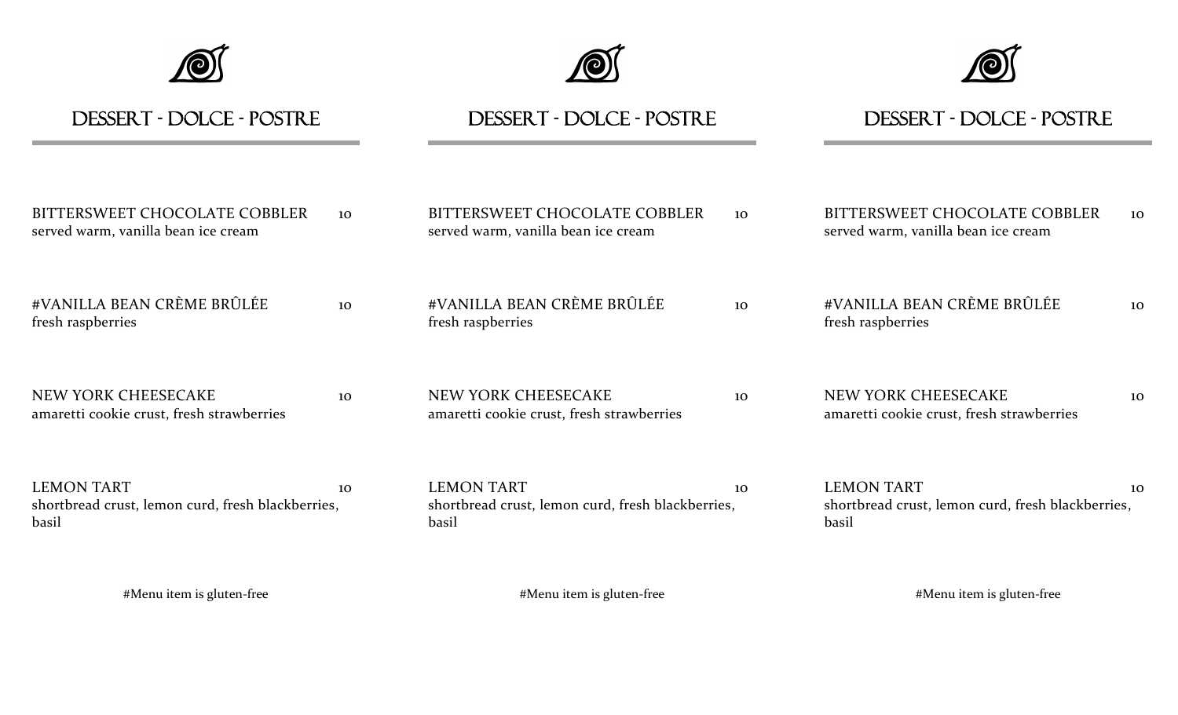# DESSERT - DOLCE - POSTRE

BITTERSWEET CHOCOLATE COBBLER 10
served warm, vanilla bean ice cream

#VANILLA BEAN CRÈME BRÛLÉE 10
fresh raspberries

NEW YORK CHEESECAKE 10
amaretti cookie crust, fresh strawberries

LEMON TART 10
shortbread crust, lemon curd, fresh blackberries, basil

#Menu item is gluten-free

# DESSERT - DOLCE - POSTRE

BITTERSWEET CHOCOLATE COBBLER 10
served warm, vanilla bean ice cream

#VANILLA BEAN CRÈME BRÛLÉE 10
fresh raspberries

NEW YORK CHEESECAKE 10
amaretti cookie crust, fresh strawberries

LEMON TART 10
shortbread crust, lemon curd, fresh blackberries, basil

#Menu item is gluten-free

# DESSERT - DOLCE - POSTRE

BITTERSWEET CHOCOLATE COBBLER 10
served warm, vanilla bean ice cream

#VANILLA BEAN CRÈME BRÛLÉE 10
fresh raspberries

NEW YORK CHEESECAKE 10
amaretti cookie crust, fresh strawberries

LEMON TART 10
shortbread crust, lemon curd, fresh blackberries, basil

#Menu item is gluten-free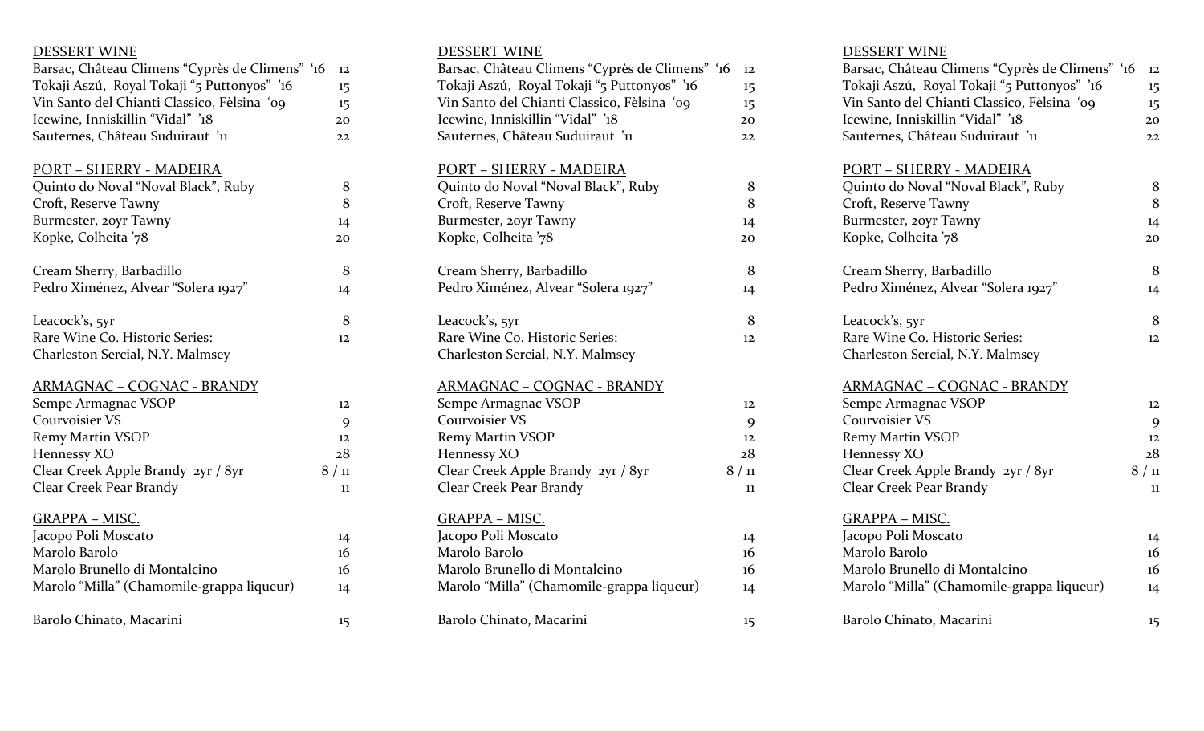## DESSERT WINE

Barsac, Château Climens “Cyprès de Climens” ‘16 12
Tokaji Aszú, Royal Tokaji “5 Puttonyos” ’16 15
Vin Santo del Chianti Classico, Fèlsina ‘09 15
Icewine, Inniskillin “Vidal” ’18 20
Sauternes, Château Suduiraut ’11 22

## PORT – SHERRY - MADEIRA

Quinto do Noval “Noval Black”, Ruby 8
Croft, Reserve Tawny 8
Burmester, 20yr Tawny 14
Kopke, Colheita ’78 20

Cream Sherry, Barbadillo 8
Pedro Ximénez, Alvear “Solera 1927” 14

Leacock’s, 5yr 8
Rare Wine Co. Historic Series: 12
Charleston Sercial, N.Y. Malmsey

## ARMAGNAC – COGNAC - BRANDY

Sempe Armagnac VSOP 12
Courvoisier VS 9
Remy Martin VSOP 12
Hennessy XO 28
Clear Creek Apple Brandy 2yr / 8yr 8 / 11
Clear Creek Pear Brandy 11

## GRAPPA – MISC.

Jacopo Poli Moscato 14
Marolo Barolo 16
Marolo Brunello di Montalcino 16
Marolo “Milla” (Chamomile-grappa liqueur) 14

Barolo Chinato, Macarini 15

## DESSERT WINE

Barsac, Château Climens “Cyprès de Climens” ‘16 12
Tokaji Aszú, Royal Tokaji “5 Puttonyos” ’16 15
Vin Santo del Chianti Classico, Fèlsina ‘09 15
Icewine, Inniskillin “Vidal” ’18 20
Sauternes, Château Suduiraut ’11 22

## PORT – SHERRY - MADEIRA

Quinto do Noval “Noval Black”, Ruby 8
Croft, Reserve Tawny 8
Burmester, 20yr Tawny 14
Kopke, Colheita ’78 20

Cream Sherry, Barbadillo 8
Pedro Ximénez, Alvear “Solera 1927” 14

Leacock’s, 5yr 8
Rare Wine Co. Historic Series: 12
Charleston Sercial, N.Y. Malmsey

## ARMAGNAC – COGNAC - BRANDY

Sempe Armagnac VSOP 12
Courvoisier VS 9
Remy Martin VSOP 12
Hennessy XO 28
Clear Creek Apple Brandy 2yr / 8yr 8 / 11
Clear Creek Pear Brandy 11

## GRAPPA – MISC.

Jacopo Poli Moscato 14
Marolo Barolo 16
Marolo Brunello di Montalcino 16
Marolo “Milla” (Chamomile-grappa liqueur) 14

Barolo Chinato, Macarini 15

## DESSERT WINE

Barsac, Château Climens “Cyprès de Climens” ‘16 12
Tokaji Aszú, Royal Tokaji “5 Puttonyos” ’16 15
Vin Santo del Chianti Classico, Fèlsina ‘09 15
Icewine, Inniskillin “Vidal” ’18 20
Sauternes, Château Suduiraut ’11 22

## PORT – SHERRY - MADEIRA

Quinto do Noval “Noval Black”, Ruby 8
Croft, Reserve Tawny 8
Burmester, 20yr Tawny 14
Kopke, Colheita ’78 20

Cream Sherry, Barbadillo 8
Pedro Ximénez, Alvear “Solera 1927” 14

Leacock’s, 5yr 8
Rare Wine Co. Historic Series: 12
Charleston Sercial, N.Y. Malmsey

## ARMAGNAC – COGNAC - BRANDY

Sempe Armagnac VSOP 12
Courvoisier VS 9
Remy Martin VSOP 12
Hennessy XO 28
Clear Creek Apple Brandy 2yr / 8yr 8 / 11
Clear Creek Pear Brandy 11

## GRAPPA – MISC.

Jacopo Poli Moscato 14
Marolo Barolo 16
Marolo Brunello di Montalcino 16
Marolo “Milla” (Chamomile-grappa liqueur) 14

Barolo Chinato, Macarini 15